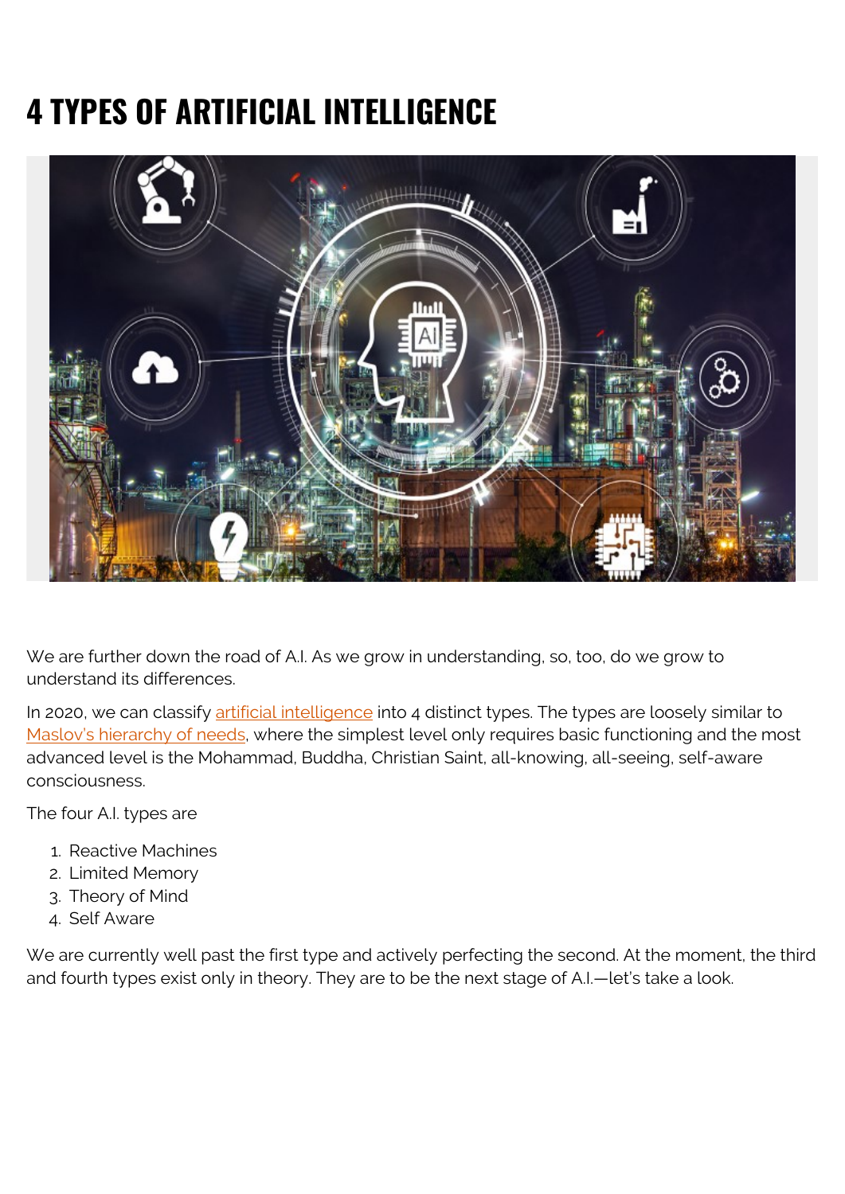# 4 TYPES OF ARTIFICIAL INTELLIGENCE

We are further down the road of A.I. As we grow in understanding, so, too, do we grow to understand its differences.

In 2020, we can classify artificial intelligence into 4 distinct types. The types are loosely similar to Maslov's hierarchy of needs, where the simplest level only requires basic functioning and the most advanced level is the Mohammad, Buddha, Christian Saint, all-knowing, all-seeing, self-aware consciousness.

The four A.I. types are

1. Reactive Machines
2. Limited Memory
3. Theory of Mind
4. Self Aware

We are currently well past the first type and actively perfecting the second. At the moment, the third and fourth types exist only in theory. They are to be the next stage of A.I.—let's take a look.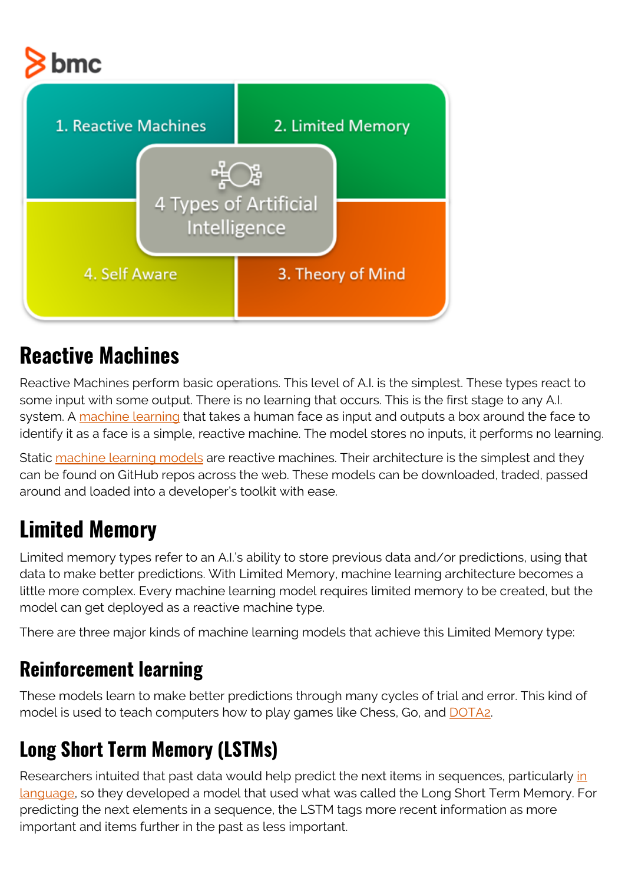## Reactive Machines

Reactive Machines perform basic operations. This level of A.I. is the simplest. These types react to some input with some output. There is no learning that occurs. This is the first stage to any A.I. system. A machine learning that takes a human face as input and outputs a box around the face to identify it as a face is a simple, reactive machine. The model stores no inputs, it performs no learning.

Static machine learning models are reactive machines. Their architecture is the simplest and they can be found on GitHub repos across the web. These models can be downloaded, traded, passed around and loaded into a developer's toolkit with ease.

## Limited Memory

Limited memory types refer to an A.I.'s ability to store previous data and/or predictions, using that data to make better predictions. With Limited Memory, machine learning architecture becomes a little more complex. Every machine learning model requires limited memory to be created, but the model can get deployed as a reactive machine type.

There are three major kinds of machine learning models that achieve this Limited Memory type:

## Reinforcement learning

These models learn to make better predictions through many cycles of trial and error. This kind of model is used to teach computers how to play games like Chess, Go, and DOTA2.

## Long Short Term Memory (LSTMs)

Researchers intuited that past data would help predict the next items in sequences, particularly in language, so they developed a model that used what was called the Long Short Term Memory. For predicting the next elements in a sequence, the LSTM tags more recent information as more important and items further in the past as less important.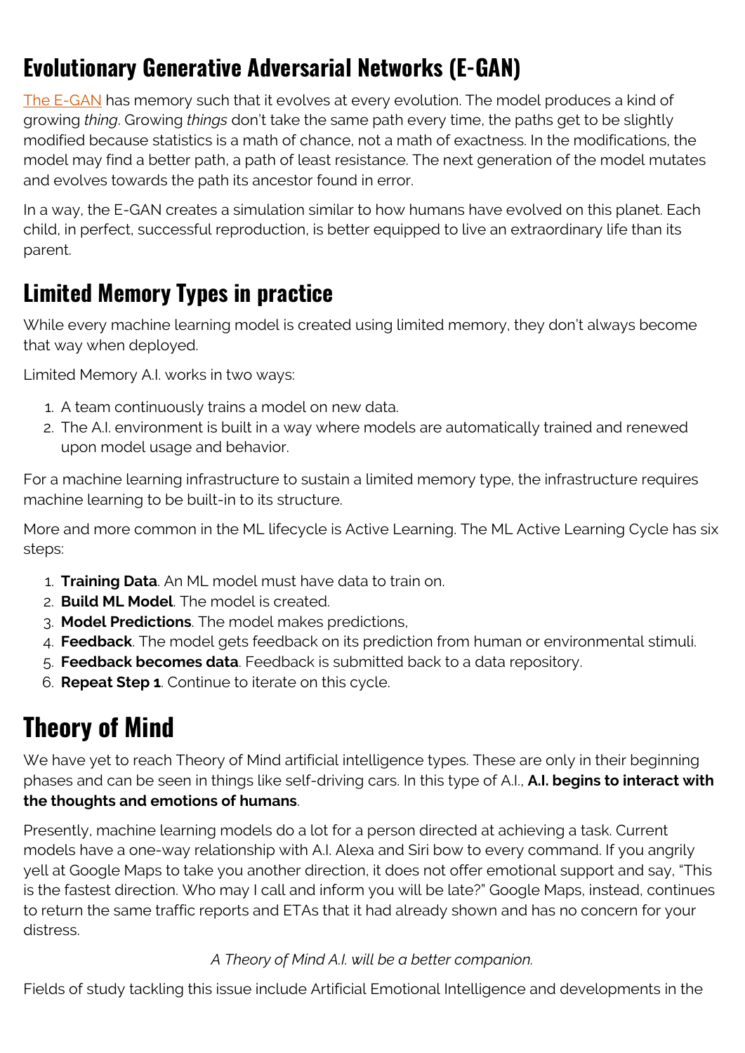## Evolutionary Generative Adversarial Networks (E-GAN)

The E-GAN has memory such that it evolves at every evolution. The model produces a kind of growing *thing*. Growing *things* don't take the same path every time, the paths get to be slightly modified because statistics is a math of chance, not a math of exactness. In the modifications, the model may find a better path, a path of least resistance. The next generation of the model mutates and evolves towards the path its ancestor found in error.

In a way, the E-GAN creates a simulation similar to how humans have evolved on this planet. Each child, in perfect, successful reproduction, is better equipped to live an extraordinary life than its parent.

## Limited Memory Types in practice

While every machine learning model is created using limited memory, they don't always become that way when deployed.

Limited Memory A.I. works in two ways:

1. A team continuously trains a model on new data.
2. The A.I. environment is built in a way where models are automatically trained and renewed upon model usage and behavior.

For a machine learning infrastructure to sustain a limited memory type, the infrastructure requires machine learning to be built-in to its structure.

More and more common in the ML lifecycle is Active Learning. The ML Active Learning Cycle has six steps:

1. **Training Data**. An ML model must have data to train on.
2. **Build ML Model**. The model is created.
3. **Model Predictions**. The model makes predictions,
4. **Feedback**. The model gets feedback on its prediction from human or environmental stimuli.
5. **Feedback becomes data**. Feedback is submitted back to a data repository.
6. **Repeat Step 1**. Continue to iterate on this cycle.

# Theory of Mind

We have yet to reach Theory of Mind artificial intelligence types. These are only in their beginning phases and can be seen in things like self-driving cars. In this type of A.I., **A.I. begins to interact with the thoughts and emotions of humans**.

Presently, machine learning models do a lot for a person directed at achieving a task. Current models have a one-way relationship with A.I. Alexa and Siri bow to every command. If you angrily yell at Google Maps to take you another direction, it does not offer emotional support and say, "This is the fastest direction. Who may I call and inform you will be late?" Google Maps, instead, continues to return the same traffic reports and ETAs that it had already shown and has no concern for your distress.

*A Theory of Mind A.I. will be a better companion.*

Fields of study tackling this issue include Artificial Emotional Intelligence and developments in the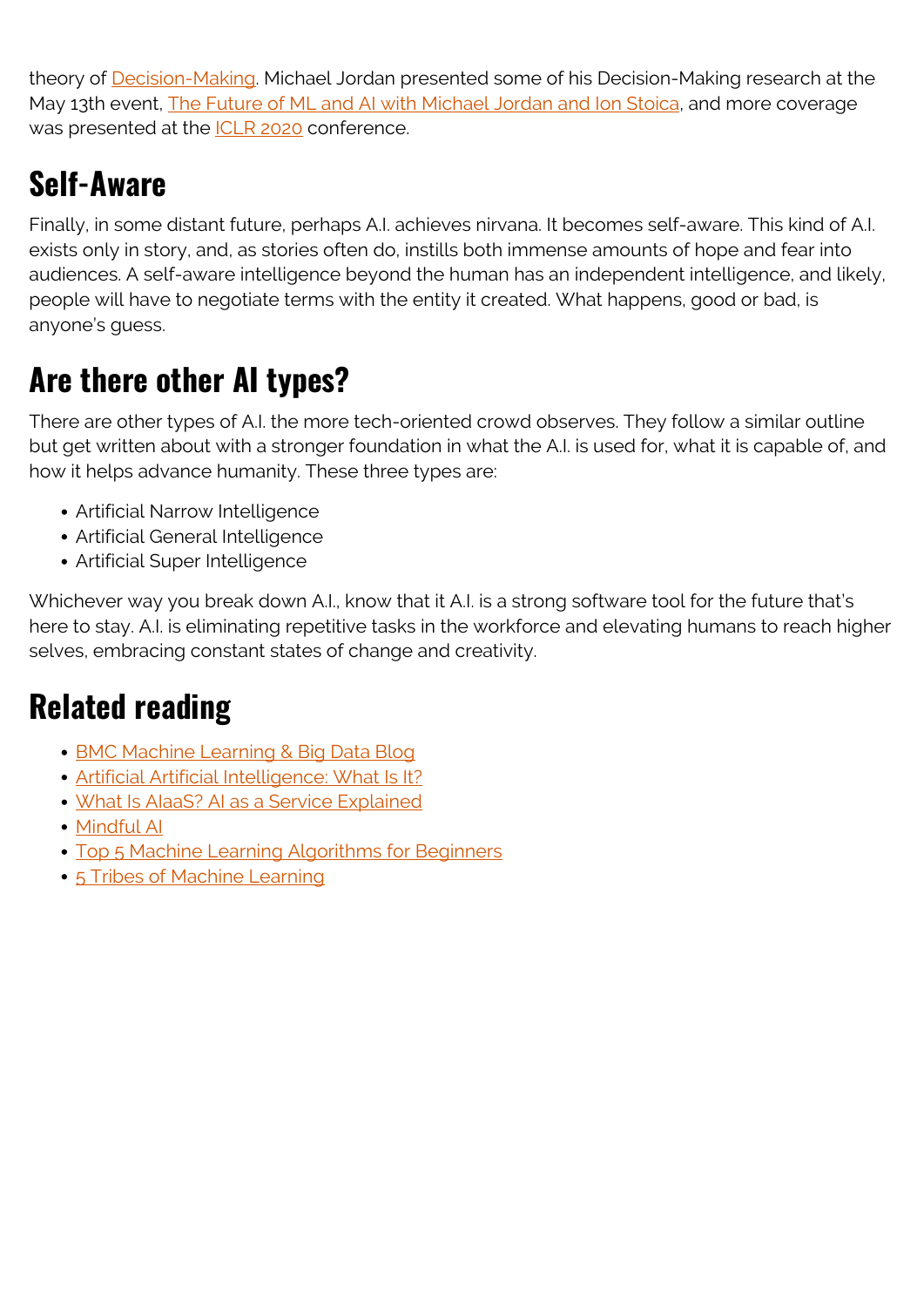theory of Decision-Making. Michael Jordan presented some of his Decision-Making research at the May 13th event, The Future of ML and AI with Michael Jordan and Ion Stoica, and more coverage was presented at the ICLR 2020 conference.

## Self-Aware

Finally, in some distant future, perhaps A.I. achieves nirvana. It becomes self-aware. This kind of A.I. exists only in story, and, as stories often do, instills both immense amounts of hope and fear into audiences. A self-aware intelligence beyond the human has an independent intelligence, and likely, people will have to negotiate terms with the entity it created. What happens, good or bad, is anyone's guess.

## Are there other AI types?

There are other types of A.I. the more tech-oriented crowd observes. They follow a similar outline but get written about with a stronger foundation in what the A.I. is used for, what it is capable of, and how it helps advance humanity. These three types are:

- Artificial Narrow Intelligence
- Artificial General Intelligence
- Artificial Super Intelligence

Whichever way you break down A.I., know that it A.I. is a strong software tool for the future that's here to stay. A.I. is eliminating repetitive tasks in the workforce and elevating humans to reach higher selves, embracing constant states of change and creativity.

## Related reading

- BMC Machine Learning & Big Data Blog
- Artificial Artificial Intelligence: What Is It?
- What Is AIaaS? AI as a Service Explained
- Mindful AI
- Top 5 Machine Learning Algorithms for Beginners
- 5 Tribes of Machine Learning